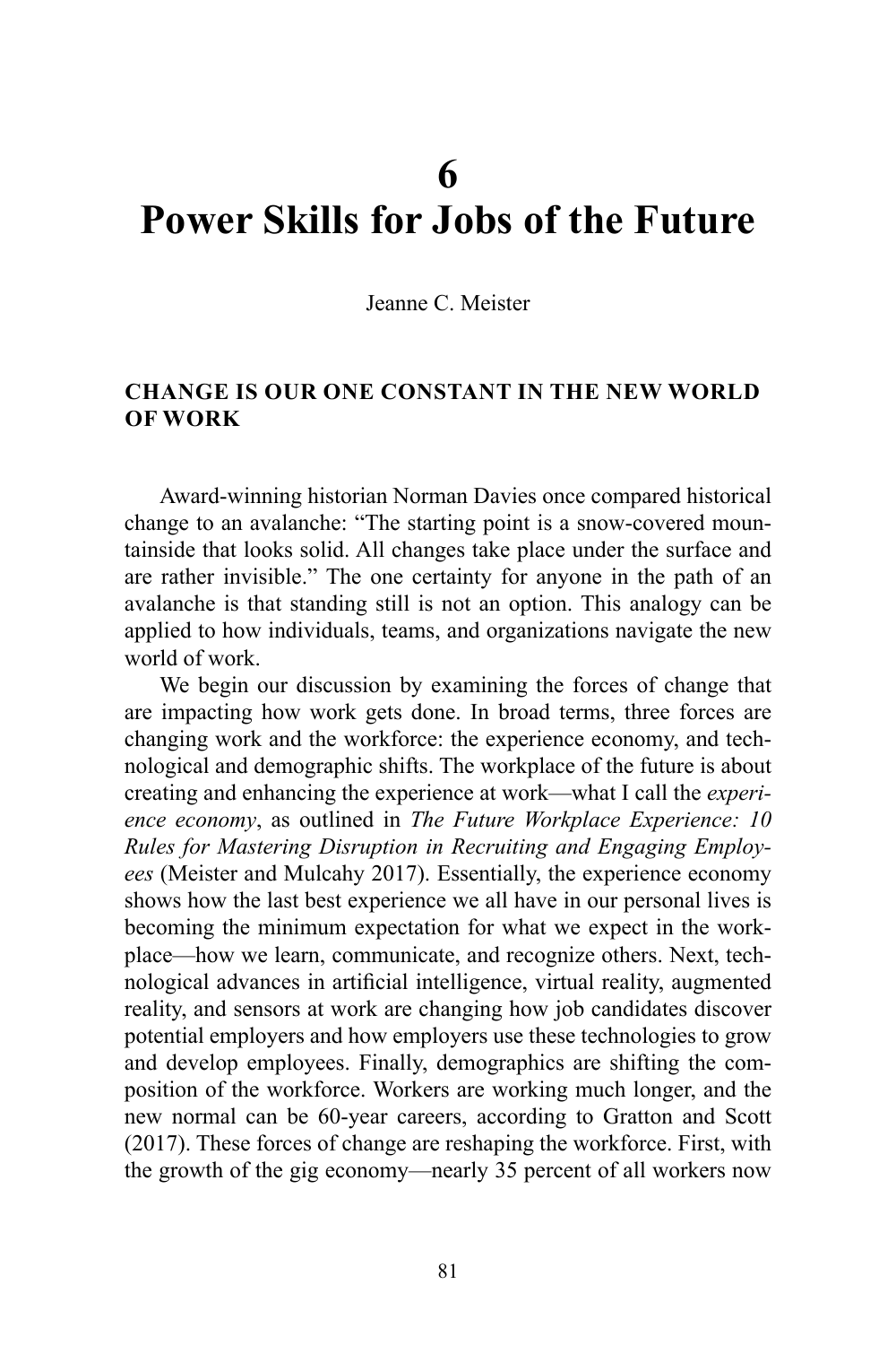# 6
# Power Skills for Jobs of the Future

Jeanne C. Meister

## CHANGE IS OUR ONE CONSTANT IN THE NEW WORLD OF WORK

Award-winning historian Norman Davies once compared historical change to an avalanche: "The starting point is a snow-covered mountainside that looks solid. All changes take place under the surface and are rather invisible." The one certainty for anyone in the path of an avalanche is that standing still is not an option. This analogy can be applied to how individuals, teams, and organizations navigate the new world of work.

We begin our discussion by examining the forces of change that are impacting how work gets done. In broad terms, three forces are changing work and the workforce: the experience economy, and technological and demographic shifts. The workplace of the future is about creating and enhancing the experience at work—what I call the *experience economy*, as outlined in *The Future Workplace Experience: 10 Rules for Mastering Disruption in Recruiting and Engaging Employees* (Meister and Mulcahy 2017). Essentially, the experience economy shows how the last best experience we all have in our personal lives is becoming the minimum expectation for what we expect in the workplace—how we learn, communicate, and recognize others. Next, technological advances in artificial intelligence, virtual reality, augmented reality, and sensors at work are changing how job candidates discover potential employers and how employers use these technologies to grow and develop employees. Finally, demographics are shifting the composition of the workforce. Workers are working much longer, and the new normal can be 60-year careers, according to Gratton and Scott (2017). These forces of change are reshaping the workforce. First, with the growth of the gig economy—nearly 35 percent of all workers now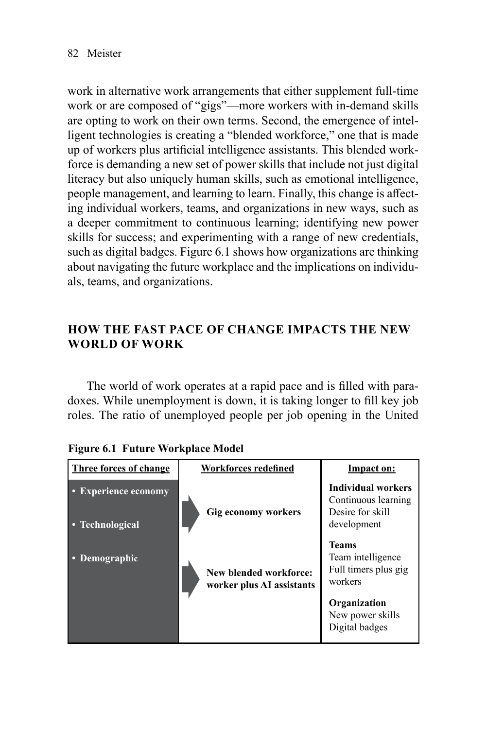work in alternative work arrangements that either supplement full-time work or are composed of "gigs"—more workers with in-demand skills are opting to work on their own terms. Second, the emergence of intelligent technologies is creating a "blended workforce," one that is made up of workers plus artificial intelligence assistants. This blended workforce is demanding a new set of power skills that include not just digital literacy but also uniquely human skills, such as emotional intelligence, people management, and learning to learn. Finally, this change is affecting individual workers, teams, and organizations in new ways, such as a deeper commitment to continuous learning; identifying new power skills for success; and experimenting with a range of new credentials, such as digital badges. Figure 6.1 shows how organizations are thinking about navigating the future workplace and the implications on individuals, teams, and organizations.

## HOW THE FAST PACE OF CHANGE IMPACTS THE NEW WORLD OF WORK

The world of work operates at a rapid pace and is filled with paradoxes. While unemployment is down, it is taking longer to fill key job roles. The ratio of unemployed people per job opening in the United

**Figure 6.1 Future Workplace Model**

| Three forces of change | Workforces redefined | Impact on: |
|---|---|---|
| • **Experience economy**<br>• **Technological**<br>• **Demographic** | **Gig economy workers**<br><br>**New blended workforce: worker plus AI assistants** | **Individual workers**<br>Continuous learning<br>Desire for skill development<br><br>**Teams**<br>Team intelligence<br>Full timers plus gig workers<br><br>**Organization**<br>New power skills<br>Digital badges |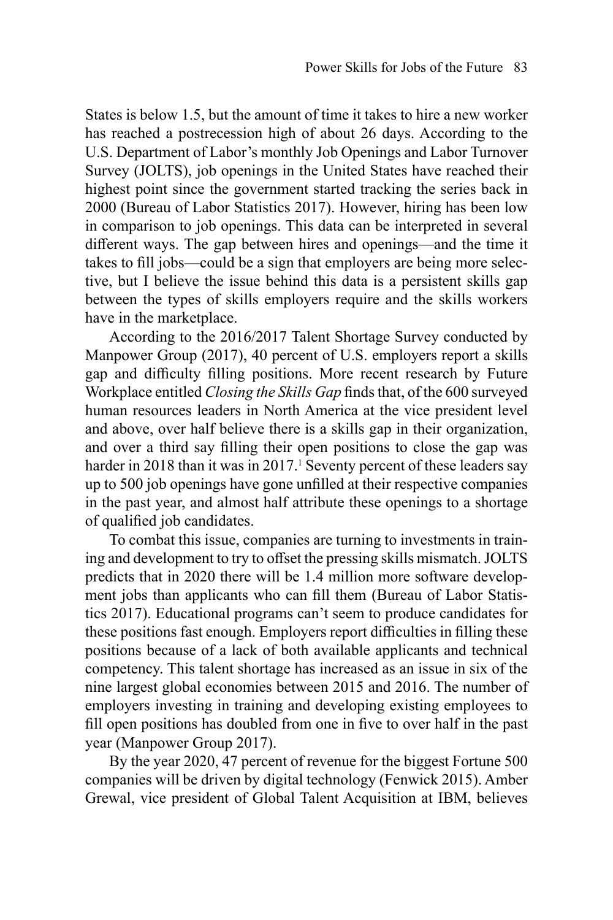States is below 1.5, but the amount of time it takes to hire a new worker has reached a postrecession high of about 26 days. According to the U.S. Department of Labor's monthly Job Openings and Labor Turnover Survey (JOLTS), job openings in the United States have reached their highest point since the government started tracking the series back in 2000 (Bureau of Labor Statistics 2017). However, hiring has been low in comparison to job openings. This data can be interpreted in several different ways. The gap between hires and openings—and the time it takes to fill jobs—could be a sign that employers are being more selective, but I believe the issue behind this data is a persistent skills gap between the types of skills employers require and the skills workers have in the marketplace.

According to the 2016/2017 Talent Shortage Survey conducted by Manpower Group (2017), 40 percent of U.S. employers report a skills gap and difficulty filling positions. More recent research by Future Workplace entitled *Closing the Skills Gap* finds that, of the 600 surveyed human resources leaders in North America at the vice president level and above, over half believe there is a skills gap in their organization, and over a third say filling their open positions to close the gap was harder in 2018 than it was in 2017.[1] Seventy percent of these leaders say up to 500 job openings have gone unfilled at their respective companies in the past year, and almost half attribute these openings to a shortage of qualified job candidates.

To combat this issue, companies are turning to investments in training and development to try to offset the pressing skills mismatch. JOLTS predicts that in 2020 there will be 1.4 million more software development jobs than applicants who can fill them (Bureau of Labor Statistics 2017). Educational programs can't seem to produce candidates for these positions fast enough. Employers report difficulties in filling these positions because of a lack of both available applicants and technical competency. This talent shortage has increased as an issue in six of the nine largest global economies between 2015 and 2016. The number of employers investing in training and developing existing employees to fill open positions has doubled from one in five to over half in the past year (Manpower Group 2017).

By the year 2020, 47 percent of revenue for the biggest Fortune 500 companies will be driven by digital technology (Fenwick 2015). Amber Grewal, vice president of Global Talent Acquisition at IBM, believes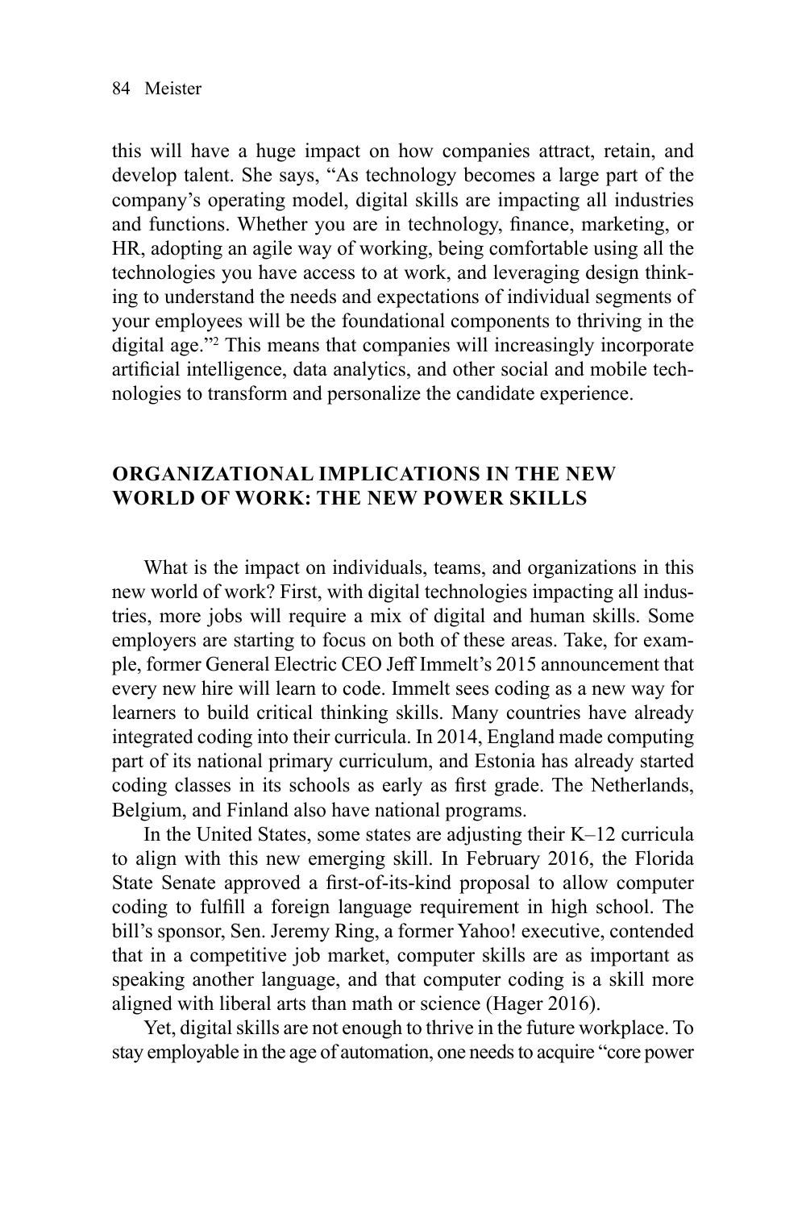this will have a huge impact on how companies attract, retain, and develop talent. She says, "As technology becomes a large part of the company's operating model, digital skills are impacting all industries and functions. Whether you are in technology, finance, marketing, or HR, adopting an agile way of working, being comfortable using all the technologies you have access to at work, and leveraging design thinking to understand the needs and expectations of individual segments of your employees will be the foundational components to thriving in the digital age."[2] This means that companies will increasingly incorporate artificial intelligence, data analytics, and other social and mobile technologies to transform and personalize the candidate experience.

## ORGANIZATIONAL IMPLICATIONS IN THE NEW WORLD OF WORK: THE NEW POWER SKILLS

What is the impact on individuals, teams, and organizations in this new world of work? First, with digital technologies impacting all industries, more jobs will require a mix of digital and human skills. Some employers are starting to focus on both of these areas. Take, for example, former General Electric CEO Jeff Immelt's 2015 announcement that every new hire will learn to code. Immelt sees coding as a new way for learners to build critical thinking skills. Many countries have already integrated coding into their curricula. In 2014, England made computing part of its national primary curriculum, and Estonia has already started coding classes in its schools as early as first grade. The Netherlands, Belgium, and Finland also have national programs.

In the United States, some states are adjusting their K–12 curricula to align with this new emerging skill. In February 2016, the Florida State Senate approved a first-of-its-kind proposal to allow computer coding to fulfill a foreign language requirement in high school. The bill's sponsor, Sen. Jeremy Ring, a former Yahoo! executive, contended that in a competitive job market, computer skills are as important as speaking another language, and that computer coding is a skill more aligned with liberal arts than math or science (Hager 2016).

Yet, digital skills are not enough to thrive in the future workplace. To stay employable in the age of automation, one needs to acquire "core power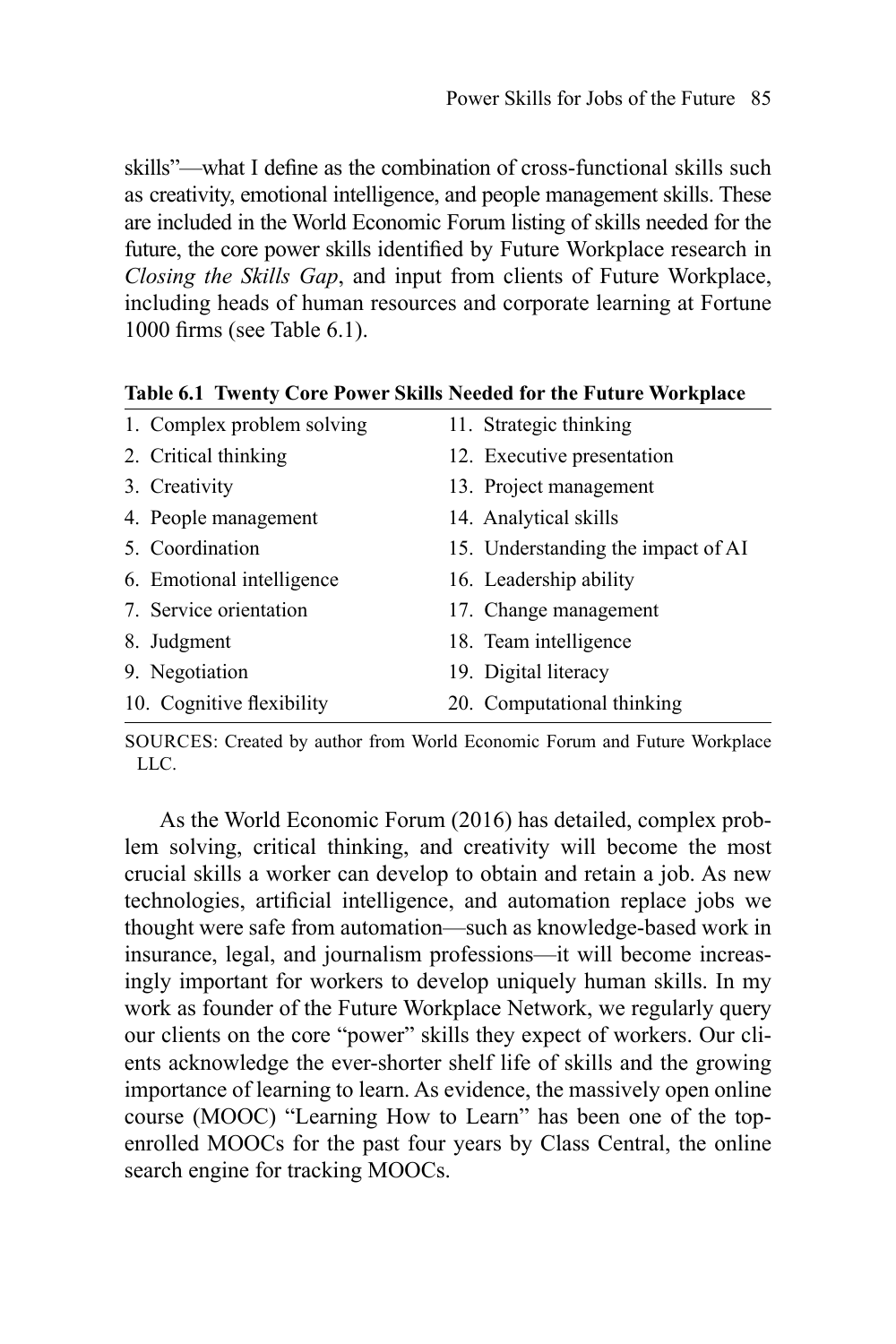skills"—what I define as the combination of cross-functional skills such as creativity, emotional intelligence, and people management skills. These are included in the World Economic Forum listing of skills needed for the future, the core power skills identified by Future Workplace research in *Closing the Skills Gap*, and input from clients of Future Workplace, including heads of human resources and corporate learning at Fortune 1000 firms (see Table 6.1).

**Table 6.1 Twenty Core Power Skills Needed for the Future Workplace**

| | |
|---|---|
| 1. Complex problem solving | 11. Strategic thinking |
| 2. Critical thinking | 12. Executive presentation |
| 3. Creativity | 13. Project management |
| 4. People management | 14. Analytical skills |
| 5. Coordination | 15. Understanding the impact of AI |
| 6. Emotional intelligence | 16. Leadership ability |
| 7. Service orientation | 17. Change management |
| 8. Judgment | 18. Team intelligence |
| 9. Negotiation | 19. Digital literacy |
| 10. Cognitive flexibility | 20. Computational thinking |

SOURCES: Created by author from World Economic Forum and Future Workplace LLC.

As the World Economic Forum (2016) has detailed, complex problem solving, critical thinking, and creativity will become the most crucial skills a worker can develop to obtain and retain a job. As new technologies, artificial intelligence, and automation replace jobs we thought were safe from automation—such as knowledge-based work in insurance, legal, and journalism professions—it will become increasingly important for workers to develop uniquely human skills. In my work as founder of the Future Workplace Network, we regularly query our clients on the core "power" skills they expect of workers. Our clients acknowledge the ever-shorter shelf life of skills and the growing importance of learning to learn. As evidence, the massively open online course (MOOC) "Learning How to Learn" has been one of the top-enrolled MOOCs for the past four years by Class Central, the online search engine for tracking MOOCs.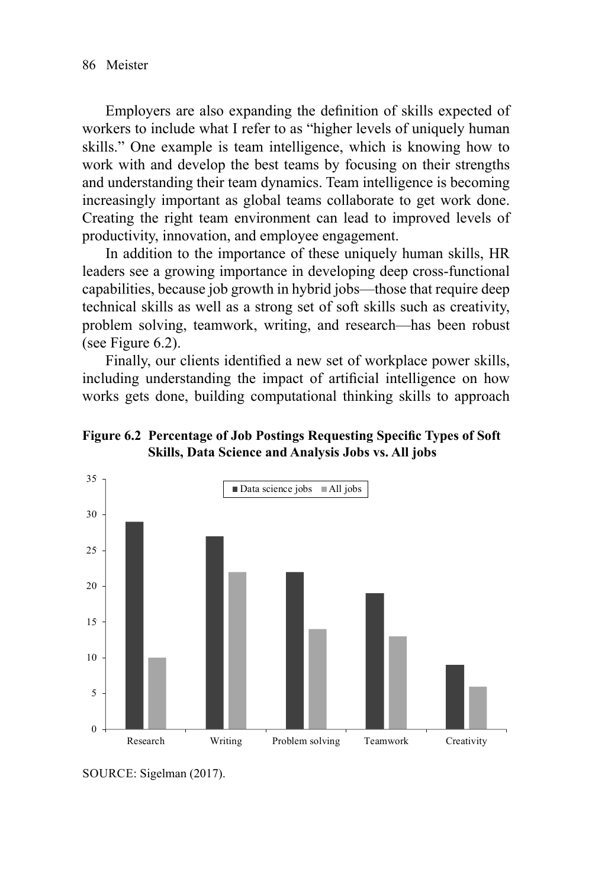Employers are also expanding the definition of skills expected of workers to include what I refer to as "higher levels of uniquely human skills." One example is team intelligence, which is knowing how to work with and develop the best teams by focusing on their strengths and understanding their team dynamics. Team intelligence is becoming increasingly important as global teams collaborate to get work done. Creating the right team environment can lead to improved levels of productivity, innovation, and employee engagement.

In addition to the importance of these uniquely human skills, HR leaders see a growing importance in developing deep cross-functional capabilities, because job growth in hybrid jobs—those that require deep technical skills as well as a strong set of soft skills such as creativity, problem solving, teamwork, writing, and research—has been robust (see Figure 6.2).

Finally, our clients identified a new set of workplace power skills, including understanding the impact of artificial intelligence on how works gets done, building computational thinking skills to approach

**Figure 6.2 Percentage of Job Postings Requesting Specific Types of Soft Skills, Data Science and Analysis Jobs vs. All jobs**

| | Data science jobs | All jobs |
|---|---|---|
| Research | 29 | 10 |
| Writing | 27 | 22 |
| Problem solving | 22 | 14 |
| Teamwork | 19 | 13 |
| Creativity | 9 | 6 |

SOURCE: Sigelman (2017).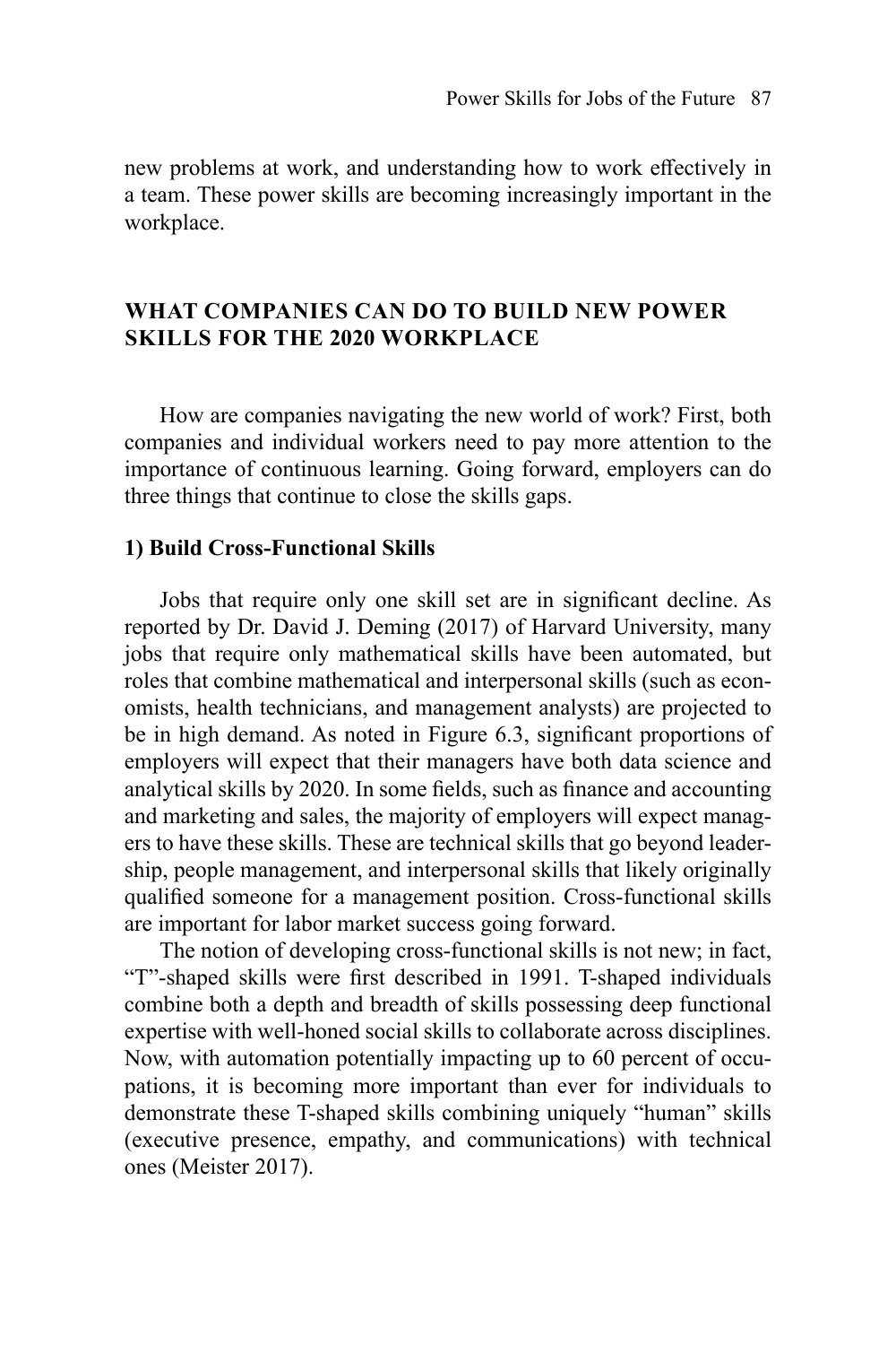new problems at work, and understanding how to work effectively in a team. These power skills are becoming increasingly important in the workplace.

## WHAT COMPANIES CAN DO TO BUILD NEW POWER SKILLS FOR THE 2020 WORKPLACE

How are companies navigating the new world of work? First, both companies and individual workers need to pay more attention to the importance of continuous learning. Going forward, employers can do three things that continue to close the skills gaps.

### 1) Build Cross-Functional Skills

Jobs that require only one skill set are in significant decline. As reported by Dr. David J. Deming (2017) of Harvard University, many jobs that require only mathematical skills have been automated, but roles that combine mathematical and interpersonal skills (such as economists, health technicians, and management analysts) are projected to be in high demand. As noted in Figure 6.3, significant proportions of employers will expect that their managers have both data science and analytical skills by 2020. In some fields, such as finance and accounting and marketing and sales, the majority of employers will expect managers to have these skills. These are technical skills that go beyond leadership, people management, and interpersonal skills that likely originally qualified someone for a management position. Cross-functional skills are important for labor market success going forward.

The notion of developing cross-functional skills is not new; in fact, "T"-shaped skills were first described in 1991. T-shaped individuals combine both a depth and breadth of skills possessing deep functional expertise with well-honed social skills to collaborate across disciplines. Now, with automation potentially impacting up to 60 percent of occupations, it is becoming more important than ever for individuals to demonstrate these T-shaped skills combining uniquely "human" skills (executive presence, empathy, and communications) with technical ones (Meister 2017).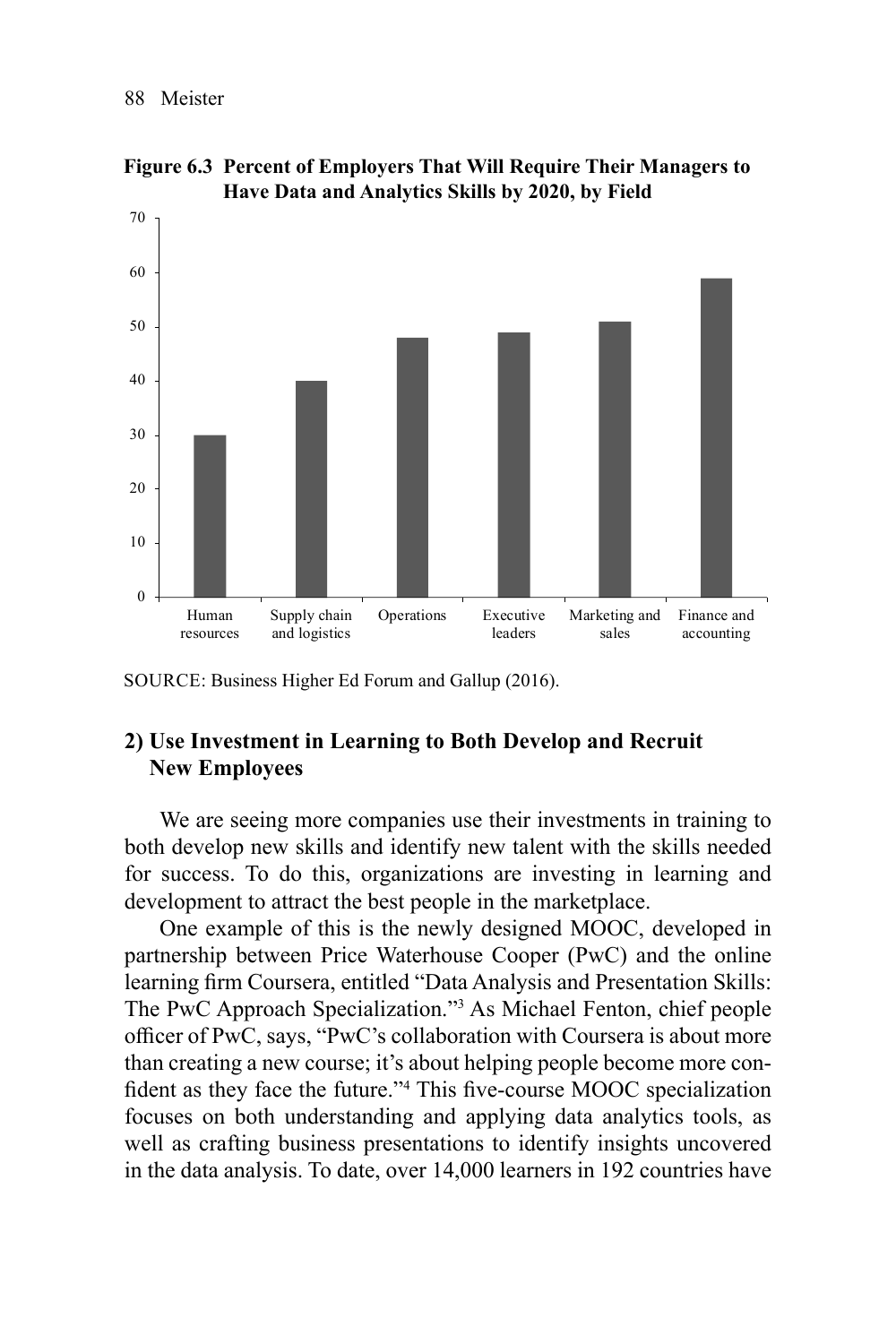**Figure 6.3 Percent of Employers That Will Require Their Managers to Have Data and Analytics Skills by 2020, by Field**

SOURCE: Business Higher Ed Forum and Gallup (2016).

## 2) Use Investment in Learning to Both Develop and Recruit New Employees

We are seeing more companies use their investments in training to both develop new skills and identify new talent with the skills needed for success. To do this, organizations are investing in learning and development to attract the best people in the marketplace.

One example of this is the newly designed MOOC, developed in partnership between Price Waterhouse Cooper (PwC) and the online learning firm Coursera, entitled "Data Analysis and Presentation Skills: The PwC Approach Specialization."[3] As Michael Fenton, chief people officer of PwC, says, "PwC's collaboration with Coursera is about more than creating a new course; it's about helping people become more confident as they face the future."[4] This five-course MOOC specialization focuses on both understanding and applying data analytics tools, as well as crafting business presentations to identify insights uncovered in the data analysis. To date, over 14,000 learners in 192 countries have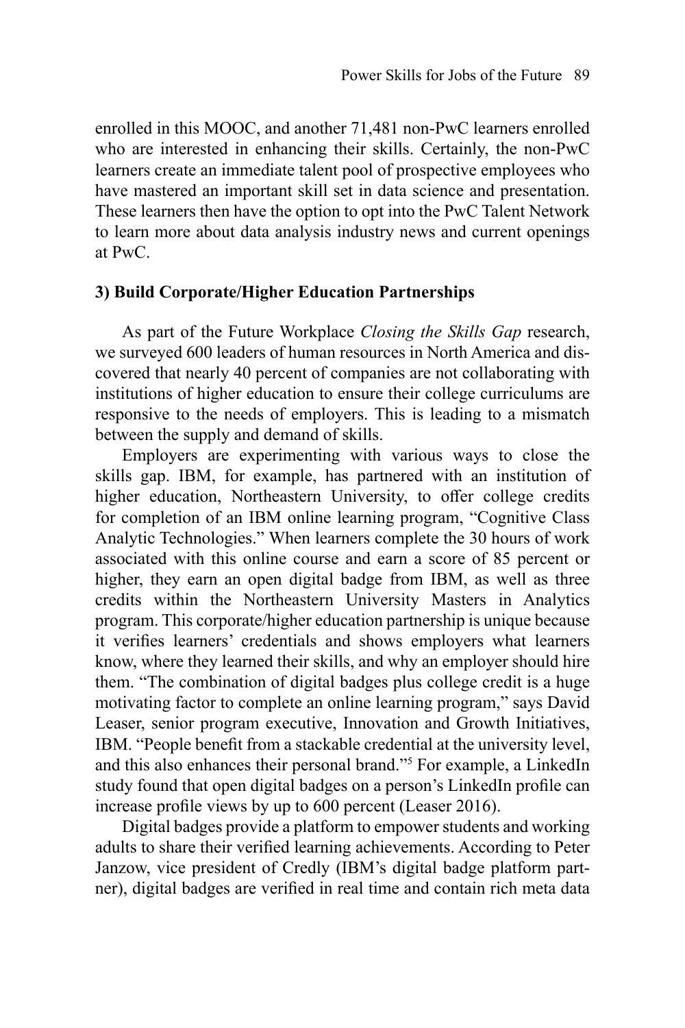enrolled in this MOOC, and another 71,481 non-PwC learners enrolled who are interested in enhancing their skills. Certainly, the non-PwC learners create an immediate talent pool of prospective employees who have mastered an important skill set in data science and presentation. These learners then have the option to opt into the PwC Talent Network to learn more about data analysis industry news and current openings at PwC.

### 3) Build Corporate/Higher Education Partnerships

As part of the Future Workplace *Closing the Skills Gap* research, we surveyed 600 leaders of human resources in North America and discovered that nearly 40 percent of companies are not collaborating with institutions of higher education to ensure their college curriculums are responsive to the needs of employers. This is leading to a mismatch between the supply and demand of skills.

Employers are experimenting with various ways to close the skills gap. IBM, for example, has partnered with an institution of higher education, Northeastern University, to offer college credits for completion of an IBM online learning program, "Cognitive Class Analytic Technologies." When learners complete the 30 hours of work associated with this online course and earn a score of 85 percent or higher, they earn an open digital badge from IBM, as well as three credits within the Northeastern University Masters in Analytics program. This corporate/higher education partnership is unique because it verifies learners' credentials and shows employers what learners know, where they learned their skills, and why an employer should hire them. "The combination of digital badges plus college credit is a huge motivating factor to complete an online learning program," says David Leaser, senior program executive, Innovation and Growth Initiatives, IBM. "People benefit from a stackable credential at the university level, and this also enhances their personal brand."[5] For example, a LinkedIn study found that open digital badges on a person's LinkedIn profile can increase profile views by up to 600 percent (Leaser 2016).

Digital badges provide a platform to empower students and working adults to share their verified learning achievements. According to Peter Janzow, vice president of Credly (IBM's digital badge platform partner), digital badges are verified in real time and contain rich meta data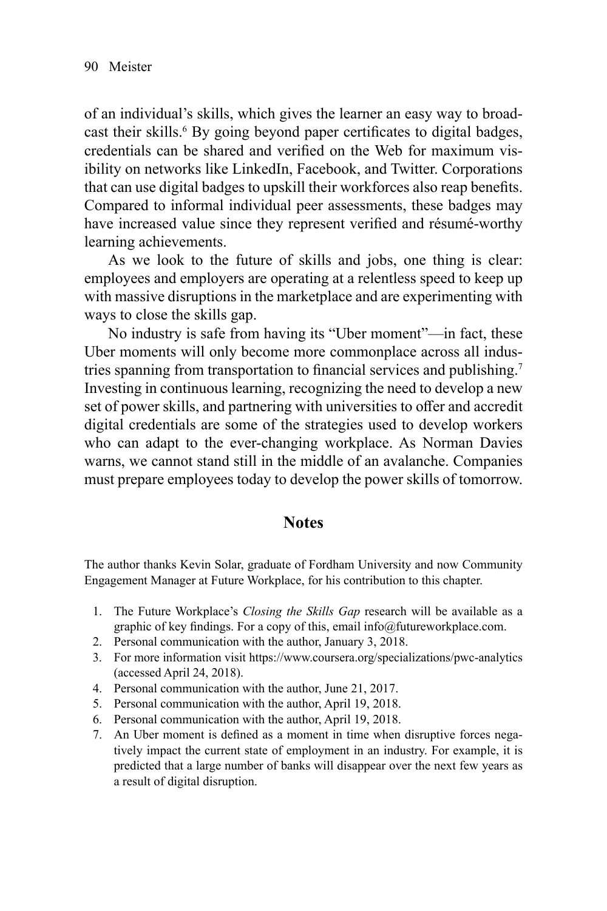of an individual's skills, which gives the learner an easy way to broadcast their skills.[6] By going beyond paper certificates to digital badges, credentials can be shared and verified on the Web for maximum visibility on networks like LinkedIn, Facebook, and Twitter. Corporations that can use digital badges to upskill their workforces also reap benefits. Compared to informal individual peer assessments, these badges may have increased value since they represent verified and résumé-worthy learning achievements.

As we look to the future of skills and jobs, one thing is clear: employees and employers are operating at a relentless speed to keep up with massive disruptions in the marketplace and are experimenting with ways to close the skills gap.

No industry is safe from having its "Uber moment"—in fact, these Uber moments will only become more commonplace across all industries spanning from transportation to financial services and publishing.[7] Investing in continuous learning, recognizing the need to develop a new set of power skills, and partnering with universities to offer and accredit digital credentials are some of the strategies used to develop workers who can adapt to the ever-changing workplace. As Norman Davies warns, we cannot stand still in the middle of an avalanche. Companies must prepare employees today to develop the power skills of tomorrow.

## Notes

The author thanks Kevin Solar, graduate of Fordham University and now Community Engagement Manager at Future Workplace, for his contribution to this chapter.

1. The Future Workplace's *Closing the Skills Gap* research will be available as a graphic of key findings. For a copy of this, email info@futureworkplace.com.
2. Personal communication with the author, January 3, 2018.
3. For more information visit https://www.coursera.org/specializations/pwc-analytics (accessed April 24, 2018).
4. Personal communication with the author, June 21, 2017.
5. Personal communication with the author, April 19, 2018.
6. Personal communication with the author, April 19, 2018.
7. An Uber moment is defined as a moment in time when disruptive forces negatively impact the current state of employment in an industry. For example, it is predicted that a large number of banks will disappear over the next few years as a result of digital disruption.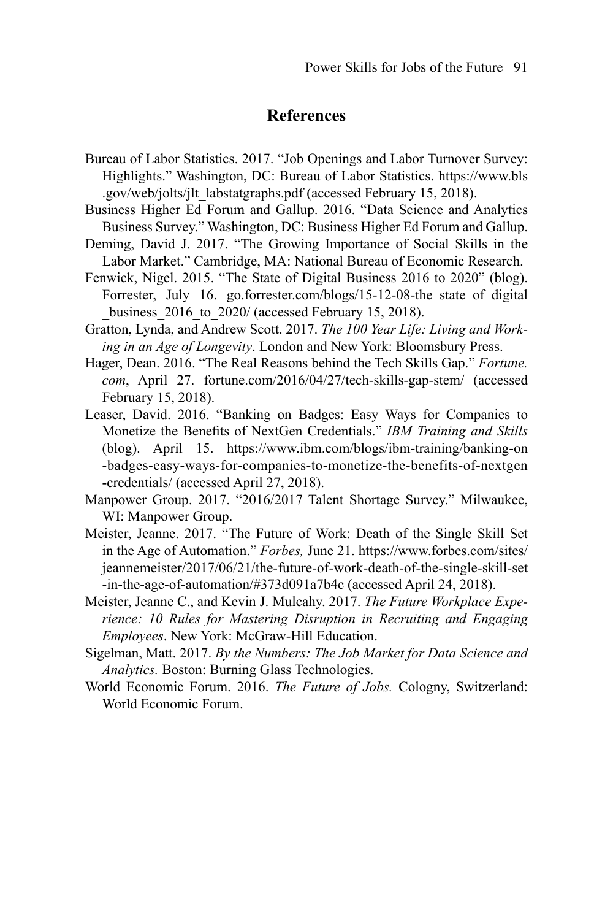## References

Bureau of Labor Statistics. 2017. “Job Openings and Labor Turnover Survey: Highlights.” Washington, DC: Bureau of Labor Statistics. https://www.bls.gov/web/jolts/jlt_labstatgraphs.pdf (accessed February 15, 2018).

Business Higher Ed Forum and Gallup. 2016. “Data Science and Analytics Business Survey.” Washington, DC: Business Higher Ed Forum and Gallup.

Deming, David J. 2017. “The Growing Importance of Social Skills in the Labor Market.” Cambridge, MA: National Bureau of Economic Research.

Fenwick, Nigel. 2015. “The State of Digital Business 2016 to 2020” (blog). Forrester, July 16. go.forrester.com/blogs/15-12-08-the_state_of_digital_business_2016_to_2020/ (accessed February 15, 2018).

Gratton, Lynda, and Andrew Scott. 2017. *The 100 Year Life: Living and Working in an Age of Longevity*. London and New York: Bloomsbury Press.

Hager, Dean. 2016. “The Real Reasons behind the Tech Skills Gap.” *Fortune.com*, April 27. fortune.com/2016/04/27/tech-skills-gap-stem/ (accessed February 15, 2018).

Leaser, David. 2016. “Banking on Badges: Easy Ways for Companies to Monetize the Benefits of NextGen Credentials.” *IBM Training and Skills* (blog). April 15. https://www.ibm.com/blogs/ibm-training/banking-on-badges-easy-ways-for-companies-to-monetize-the-benefits-of-nextgen-credentials/ (accessed April 27, 2018).

Manpower Group. 2017. “2016/2017 Talent Shortage Survey.” Milwaukee, WI: Manpower Group.

Meister, Jeanne. 2017. “The Future of Work: Death of the Single Skill Set in the Age of Automation.” *Forbes,* June 21. https://www.forbes.com/sites/jeannemeister/2017/06/21/the-future-of-work-death-of-the-single-skill-set-in-the-age-of-automation/#373d091a7b4c (accessed April 24, 2018).

Meister, Jeanne C., and Kevin J. Mulcahy. 2017. *The Future Workplace Experience: 10 Rules for Mastering Disruption in Recruiting and Engaging Employees*. New York: McGraw-Hill Education.

Sigelman, Matt. 2017. *By the Numbers: The Job Market for Data Science and Analytics.* Boston: Burning Glass Technologies.

World Economic Forum. 2016. *The Future of Jobs.* Cologny, Switzerland: World Economic Forum.